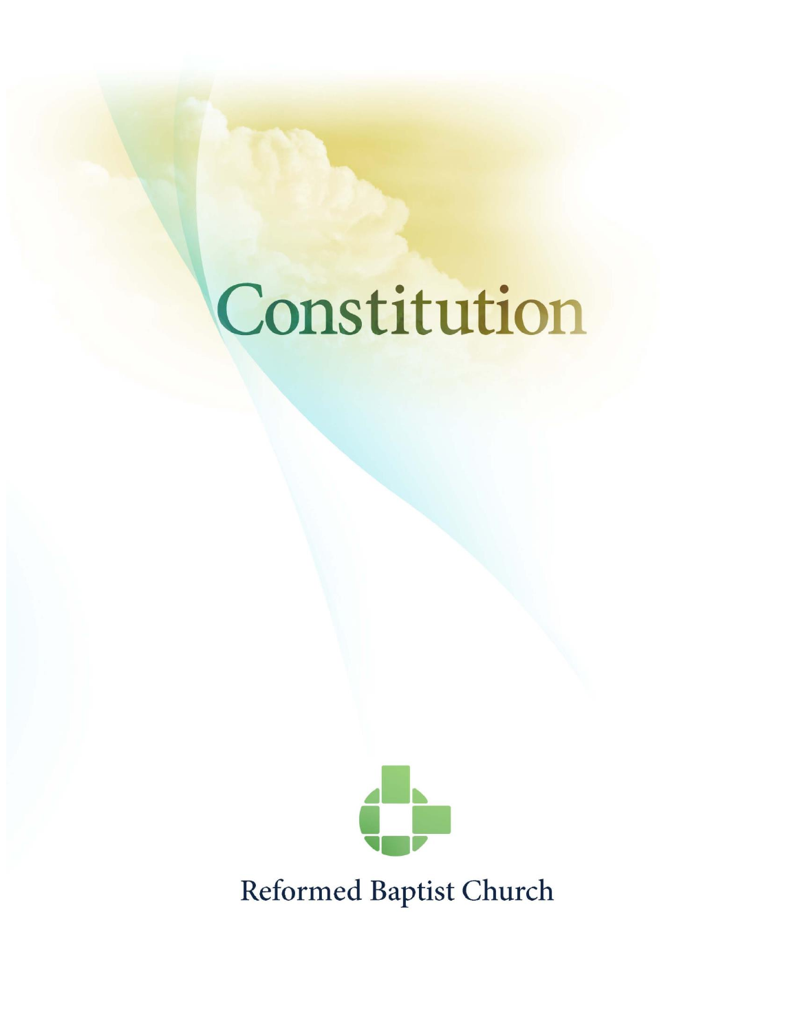# Constitution

Reformed Baptist Church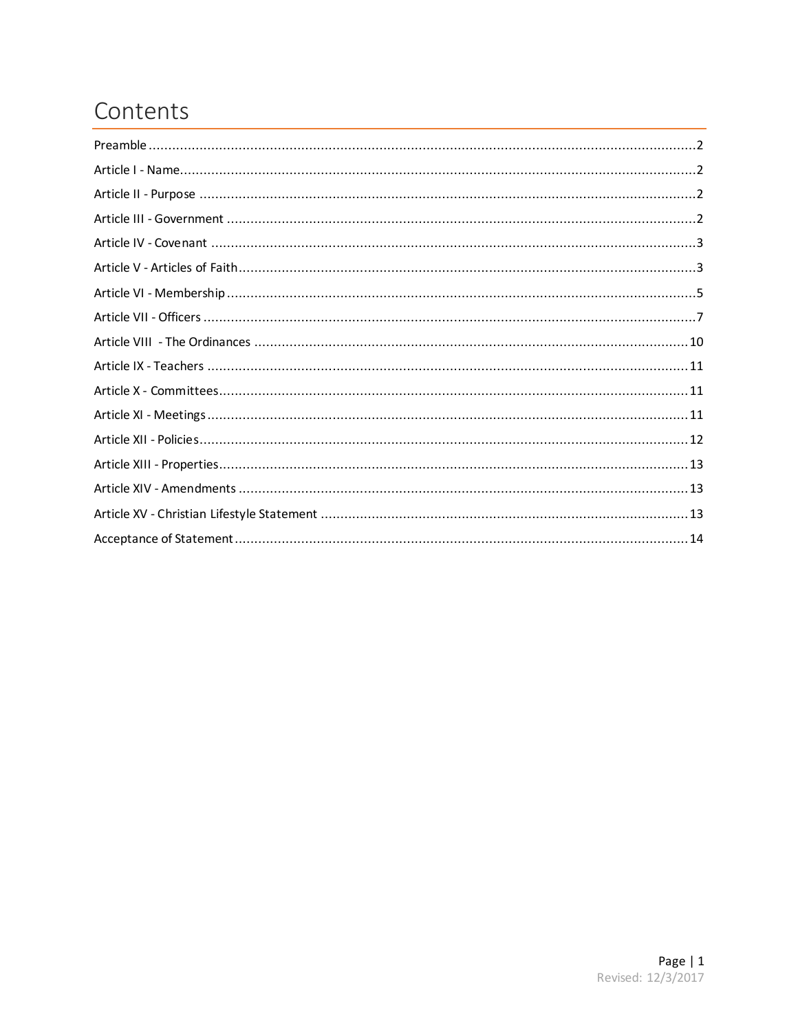# Contents

| | |
|---|---|
| Preamble | 2 |
| Article I - Name | 2 |
| Article II - Purpose | 2 |
| Article III - Government | 2 |
| Article IV - Covenant | 3 |
| Article V - Articles of Faith | 3 |
| Article VI - Membership | 5 |
| Article VII - Officers | 7 |
| Article VIII - The Ordinances | 10 |
| Article IX - Teachers | 11 |
| Article X - Committees | 11 |
| Article XI - Meetings | 11 |
| Article XII - Policies | 12 |
| Article XIII - Properties | 13 |
| Article XIV - Amendments | 13 |
| Article XV - Christian Lifestyle Statement | 13 |
| Acceptance of Statement | 14 |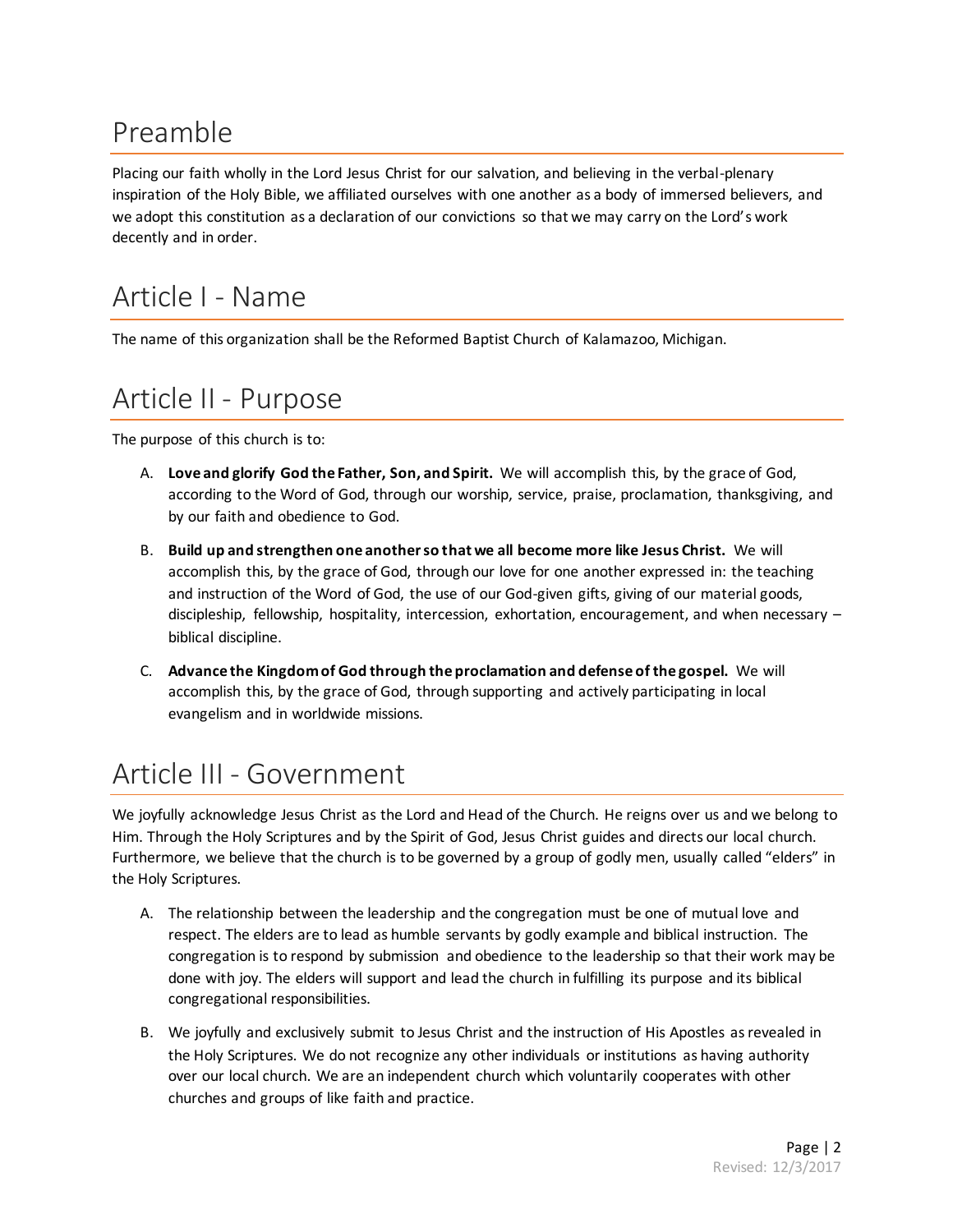# Preamble

Placing our faith wholly in the Lord Jesus Christ for our salvation, and believing in the verbal-plenary inspiration of the Holy Bible, we affiliated ourselves with one another as a body of immersed believers, and we adopt this constitution as a declaration of our convictions so that we may carry on the Lord's work decently and in order.

# Article I - Name

The name of this organization shall be the Reformed Baptist Church of Kalamazoo, Michigan.

# Article II - Purpose

The purpose of this church is to:

A. **Love and glorify God the Father, Son, and Spirit.** We will accomplish this, by the grace of God, according to the Word of God, through our worship, service, praise, proclamation, thanksgiving, and by our faith and obedience to God.

B. **Build up and strengthen one another so that we all become more like Jesus Christ.** We will accomplish this, by the grace of God, through our love for one another expressed in: the teaching and instruction of the Word of God, the use of our God-given gifts, giving of our material goods, discipleship, fellowship, hospitality, intercession, exhortation, encouragement, and when necessary – biblical discipline.

C. **Advance the Kingdom of God through the proclamation and defense of the gospel.** We will accomplish this, by the grace of God, through supporting and actively participating in local evangelism and in worldwide missions.

# Article III - Government

We joyfully acknowledge Jesus Christ as the Lord and Head of the Church. He reigns over us and we belong to Him. Through the Holy Scriptures and by the Spirit of God, Jesus Christ guides and directs our local church. Furthermore, we believe that the church is to be governed by a group of godly men, usually called "elders" in the Holy Scriptures.

A. The relationship between the leadership and the congregation must be one of mutual love and respect. The elders are to lead as humble servants by godly example and biblical instruction. The congregation is to respond by submission and obedience to the leadership so that their work may be done with joy. The elders will support and lead the church in fulfilling its purpose and its biblical congregational responsibilities.

B. We joyfully and exclusively submit to Jesus Christ and the instruction of His Apostles as revealed in the Holy Scriptures. We do not recognize any other individuals or institutions as having authority over our local church. We are an independent church which voluntarily cooperates with other churches and groups of like faith and practice.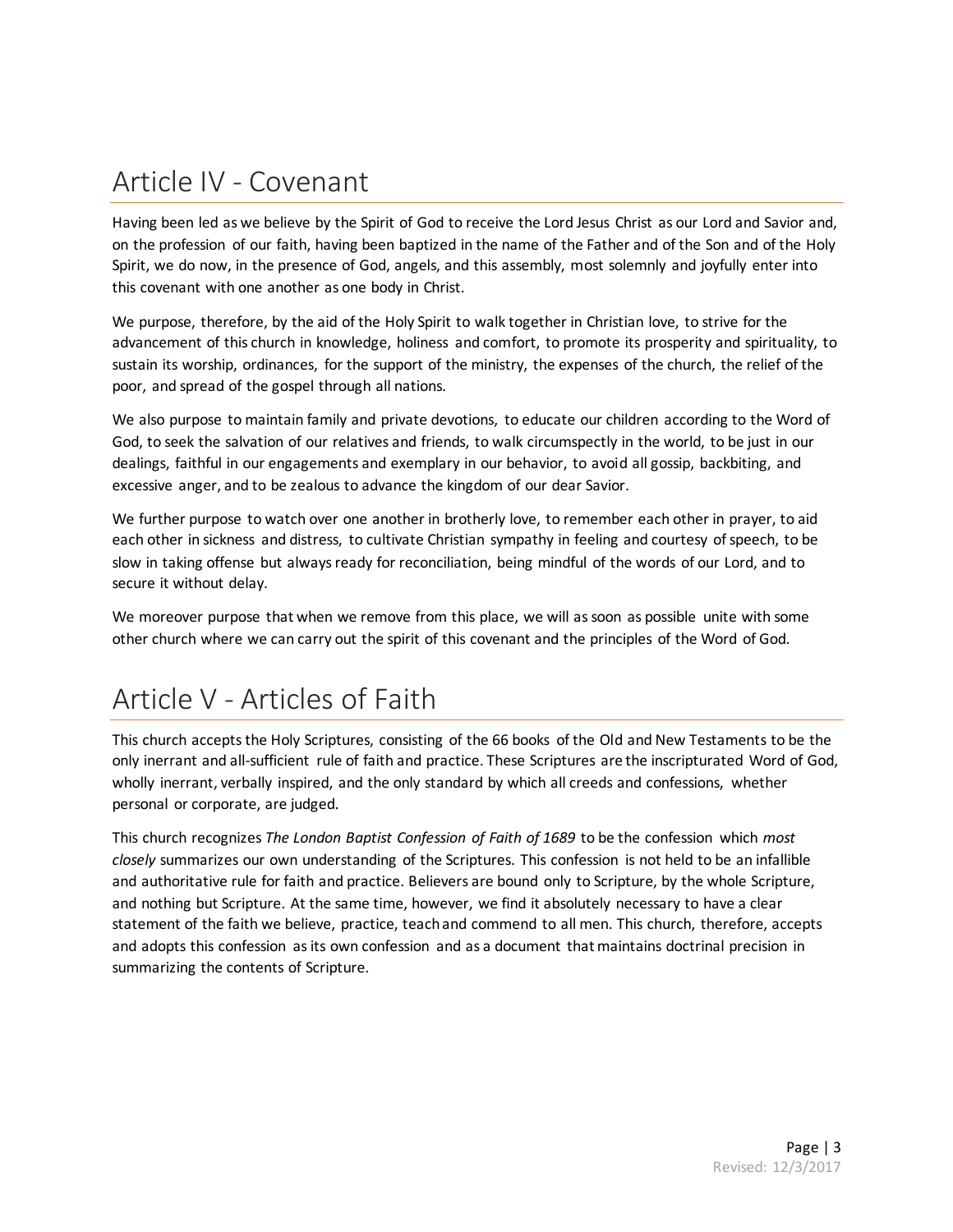# Article IV - Covenant

Having been led as we believe by the Spirit of God to receive the Lord Jesus Christ as our Lord and Savior and, on the profession of our faith, having been baptized in the name of the Father and of the Son and of the Holy Spirit, we do now, in the presence of God, angels, and this assembly, most solemnly and joyfully enter into this covenant with one another as one body in Christ.

We purpose, therefore, by the aid of the Holy Spirit to walk together in Christian love, to strive for the advancement of this church in knowledge, holiness and comfort, to promote its prosperity and spirituality, to sustain its worship, ordinances, for the support of the ministry, the expenses of the church, the relief of the poor, and spread of the gospel through all nations.

We also purpose to maintain family and private devotions, to educate our children according to the Word of God, to seek the salvation of our relatives and friends, to walk circumspectly in the world, to be just in our dealings, faithful in our engagements and exemplary in our behavior, to avoid all gossip, backbiting, and excessive anger, and to be zealous to advance the kingdom of our dear Savior.

We further purpose to watch over one another in brotherly love, to remember each other in prayer, to aid each other in sickness and distress, to cultivate Christian sympathy in feeling and courtesy of speech, to be slow in taking offense but always ready for reconciliation, being mindful of the words of our Lord, and to secure it without delay.

We moreover purpose that when we remove from this place, we will as soon as possible unite with some other church where we can carry out the spirit of this covenant and the principles of the Word of God.

# Article V - Articles of Faith

This church accepts the Holy Scriptures, consisting of the 66 books of the Old and New Testaments to be the only inerrant and all-sufficient rule of faith and practice. These Scriptures are the inscripturated Word of God, wholly inerrant, verbally inspired, and the only standard by which all creeds and confessions, whether personal or corporate, are judged.

This church recognizes *The London Baptist Confession of Faith of 1689* to be the confession which *most closely* summarizes our own understanding of the Scriptures. This confession is not held to be an infallible and authoritative rule for faith and practice. Believers are bound only to Scripture, by the whole Scripture, and nothing but Scripture. At the same time, however, we find it absolutely necessary to have a clear statement of the faith we believe, practice, teach and commend to all men. This church, therefore, accepts and adopts this confession as its own confession and as a document that maintains doctrinal precision in summarizing the contents of Scripture.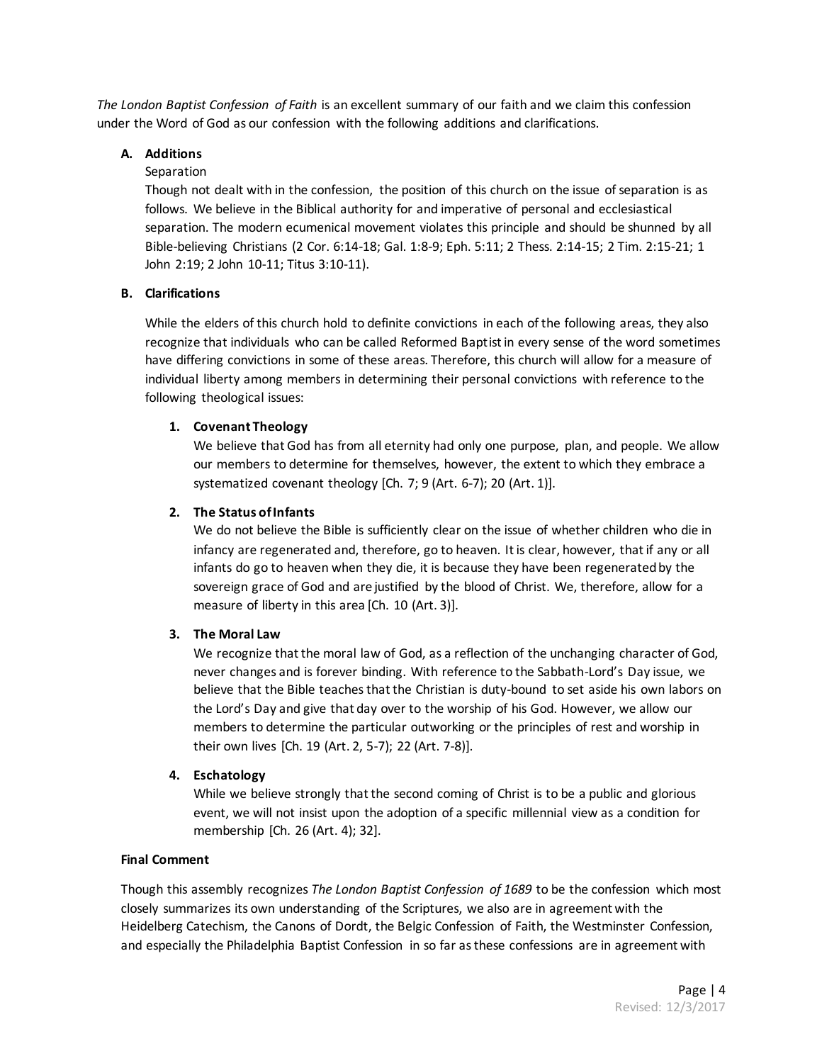*The London Baptist Confession of Faith* is an excellent summary of our faith and we claim this confession under the Word of God as our confession with the following additions and clarifications.

**A. Additions**

Separation

Though not dealt with in the confession, the position of this church on the issue of separation is as follows. We believe in the Biblical authority for and imperative of personal and ecclesiastical separation. The modern ecumenical movement violates this principle and should be shunned by all Bible-believing Christians (2 Cor. 6:14-18; Gal. 1:8-9; Eph. 5:11; 2 Thess. 2:14-15; 2 Tim. 2:15-21; 1 John 2:19; 2 John 10-11; Titus 3:10-11).

**B. Clarifications**

While the elders of this church hold to definite convictions in each of the following areas, they also recognize that individuals who can be called Reformed Baptist in every sense of the word sometimes have differing convictions in some of these areas. Therefore, this church will allow for a measure of individual liberty among members in determining their personal convictions with reference to the following theological issues:

1. **Covenant Theology**

   We believe that God has from all eternity had only one purpose, plan, and people. We allow our members to determine for themselves, however, the extent to which they embrace a systematized covenant theology [Ch. 7; 9 (Art. 6-7); 20 (Art. 1)].

2. **The Status of Infants**

   We do not believe the Bible is sufficiently clear on the issue of whether children who die in infancy are regenerated and, therefore, go to heaven. It is clear, however, that if any or all infants do go to heaven when they die, it is because they have been regenerated by the sovereign grace of God and are justified by the blood of Christ. We, therefore, allow for a measure of liberty in this area [Ch. 10 (Art. 3)].

3. **The Moral Law**

   We recognize that the moral law of God, as a reflection of the unchanging character of God, never changes and is forever binding. With reference to the Sabbath-Lord's Day issue, we believe that the Bible teaches that the Christian is duty-bound to set aside his own labors on the Lord's Day and give that day over to the worship of his God. However, we allow our members to determine the particular outworking or the principles of rest and worship in their own lives [Ch. 19 (Art. 2, 5-7); 22 (Art. 7-8)].

4. **Eschatology**

   While we believe strongly that the second coming of Christ is to be a public and glorious event, we will not insist upon the adoption of a specific millennial view as a condition for membership [Ch. 26 (Art. 4); 32].

**Final Comment**

Though this assembly recognizes *The London Baptist Confession of 1689* to be the confession which most closely summarizes its own understanding of the Scriptures, we also are in agreement with the Heidelberg Catechism, the Canons of Dordt, the Belgic Confession of Faith, the Westminster Confession, and especially the Philadelphia Baptist Confession in so far as these confessions are in agreement with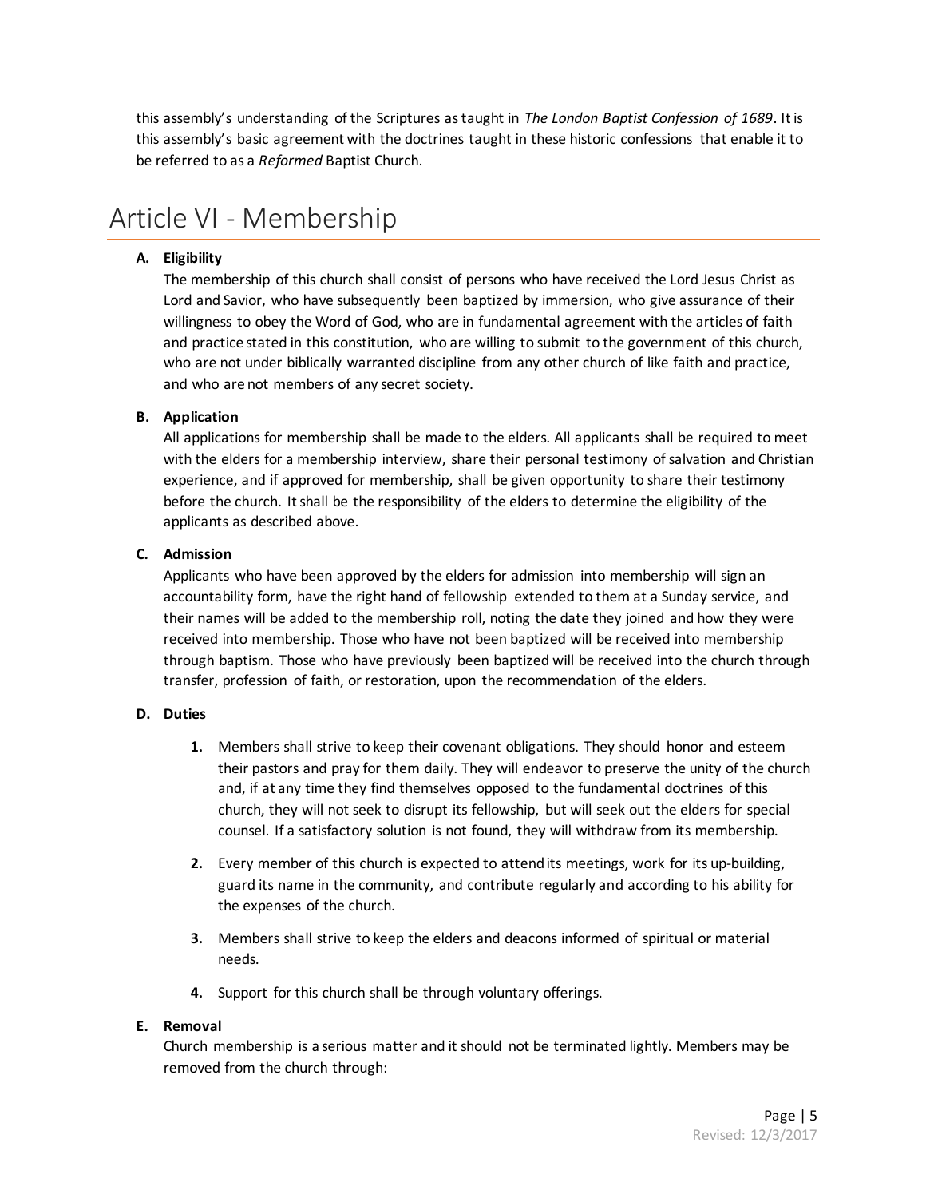this assembly's understanding of the Scriptures as taught in *The London Baptist Confession of 1689*. It is this assembly's basic agreement with the doctrines taught in these historic confessions that enable it to be referred to as a *Reformed* Baptist Church.

# Article VI - Membership

**A. Eligibility**

The membership of this church shall consist of persons who have received the Lord Jesus Christ as Lord and Savior, who have subsequently been baptized by immersion, who give assurance of their willingness to obey the Word of God, who are in fundamental agreement with the articles of faith and practice stated in this constitution, who are willing to submit to the government of this church, who are not under biblically warranted discipline from any other church of like faith and practice, and who are not members of any secret society.

**B. Application**

All applications for membership shall be made to the elders. All applicants shall be required to meet with the elders for a membership interview, share their personal testimony of salvation and Christian experience, and if approved for membership, shall be given opportunity to share their testimony before the church. It shall be the responsibility of the elders to determine the eligibility of the applicants as described above.

**C. Admission**

Applicants who have been approved by the elders for admission into membership will sign an accountability form, have the right hand of fellowship extended to them at a Sunday service, and their names will be added to the membership roll, noting the date they joined and how they were received into membership. Those who have not been baptized will be received into membership through baptism. Those who have previously been baptized will be received into the church through transfer, profession of faith, or restoration, upon the recommendation of the elders.

**D. Duties**

1. Members shall strive to keep their covenant obligations. They should honor and esteem their pastors and pray for them daily. They will endeavor to preserve the unity of the church and, if at any time they find themselves opposed to the fundamental doctrines of this church, they will not seek to disrupt its fellowship, but will seek out the elders for special counsel. If a satisfactory solution is not found, they will withdraw from its membership.

2. Every member of this church is expected to attend its meetings, work for its up-building, guard its name in the community, and contribute regularly and according to his ability for the expenses of the church.

3. Members shall strive to keep the elders and deacons informed of spiritual or material needs.

4. Support for this church shall be through voluntary offerings.

**E. Removal**

Church membership is a serious matter and it should not be terminated lightly. Members may be removed from the church through: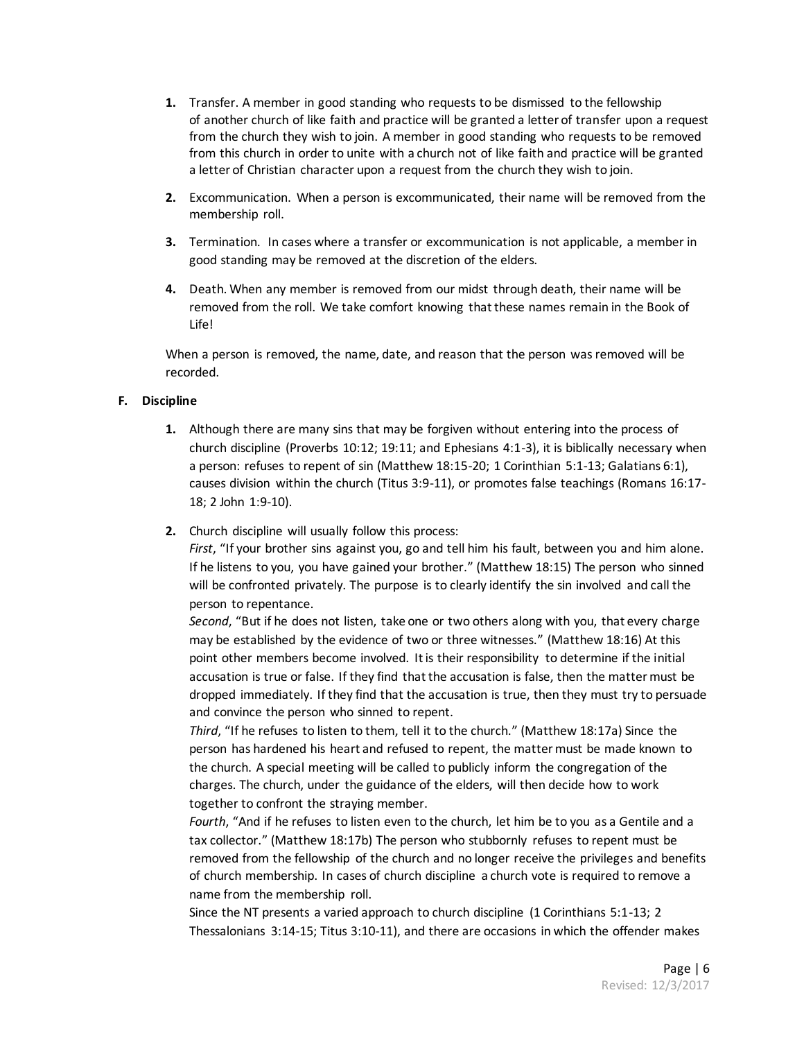1. Transfer. A member in good standing who requests to be dismissed to the fellowship of another church of like faith and practice will be granted a letter of transfer upon a request from the church they wish to join. A member in good standing who requests to be removed from this church in order to unite with a church not of like faith and practice will be granted a letter of Christian character upon a request from the church they wish to join.

2. Excommunication. When a person is excommunicated, their name will be removed from the membership roll.

3. Termination. In cases where a transfer or excommunication is not applicable, a member in good standing may be removed at the discretion of the elders.

4. Death. When any member is removed from our midst through death, their name will be removed from the roll. We take comfort knowing that these names remain in the Book of Life!

When a person is removed, the name, date, and reason that the person was removed will be recorded.

**F. Discipline**

1. Although there are many sins that may be forgiven without entering into the process of church discipline (Proverbs 10:12; 19:11; and Ephesians 4:1-3), it is biblically necessary when a person: refuses to repent of sin (Matthew 18:15-20; 1 Corinthian 5:1-13; Galatians 6:1), causes division within the church (Titus 3:9-11), or promotes false teachings (Romans 16:17-18; 2 John 1:9-10).

2. Church discipline will usually follow this process:
   *First*, "If your brother sins against you, go and tell him his fault, between you and him alone. If he listens to you, you have gained your brother." (Matthew 18:15) The person who sinned will be confronted privately. The purpose is to clearly identify the sin involved and call the person to repentance.
   *Second*, "But if he does not listen, take one or two others along with you, that every charge may be established by the evidence of two or three witnesses." (Matthew 18:16) At this point other members become involved. It is their responsibility to determine if the initial accusation is true or false. If they find that the accusation is false, then the matter must be dropped immediately. If they find that the accusation is true, then they must try to persuade and convince the person who sinned to repent.
   *Third*, "If he refuses to listen to them, tell it to the church." (Matthew 18:17a) Since the person has hardened his heart and refused to repent, the matter must be made known to the church. A special meeting will be called to publicly inform the congregation of the charges. The church, under the guidance of the elders, will then decide how to work together to confront the straying member.
   *Fourth*, "And if he refuses to listen even to the church, let him be to you as a Gentile and a tax collector." (Matthew 18:17b) The person who stubbornly refuses to repent must be removed from the fellowship of the church and no longer receive the privileges and benefits of church membership. In cases of church discipline a church vote is required to remove a name from the membership roll.
   Since the NT presents a varied approach to church discipline (1 Corinthians 5:1-13; 2 Thessalonians 3:14-15; Titus 3:10-11), and there are occasions in which the offender makes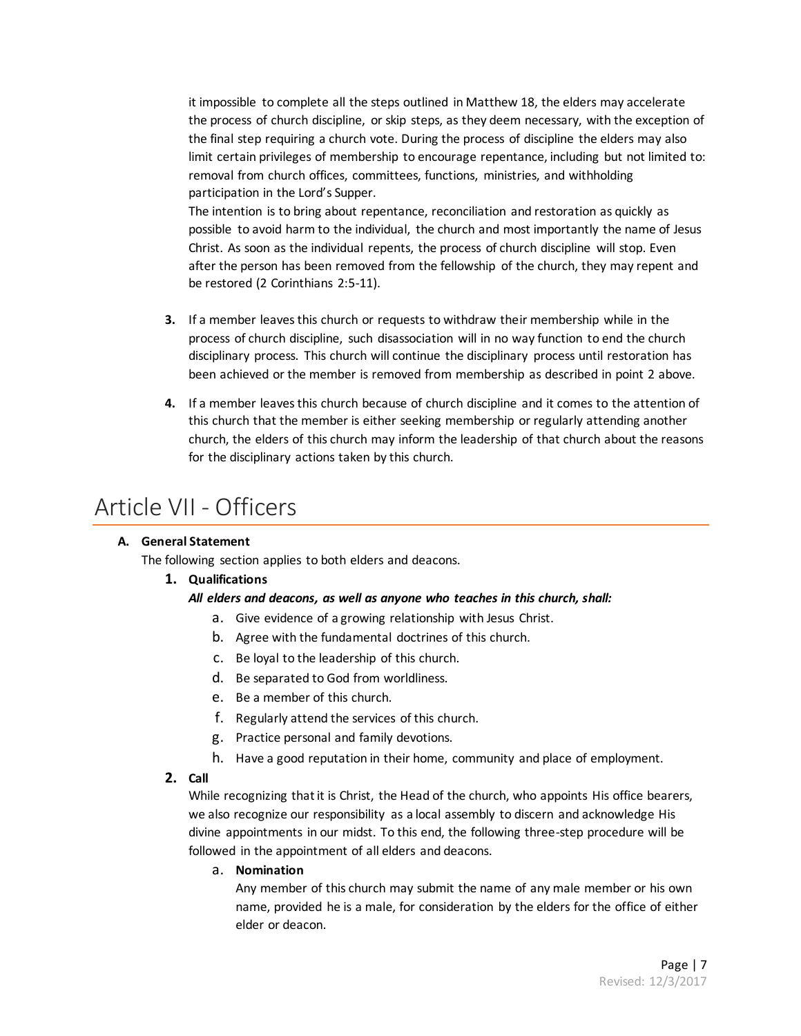it impossible to complete all the steps outlined in Matthew 18, the elders may accelerate the process of church discipline, or skip steps, as they deem necessary, with the exception of the final step requiring a church vote. During the process of discipline the elders may also limit certain privileges of membership to encourage repentance, including but not limited to: removal from church offices, committees, functions, ministries, and withholding participation in the Lord's Supper.

The intention is to bring about repentance, reconciliation and restoration as quickly as possible to avoid harm to the individual, the church and most importantly the name of Jesus Christ. As soon as the individual repents, the process of church discipline will stop. Even after the person has been removed from the fellowship of the church, they may repent and be restored (2 Corinthians 2:5-11).

3. If a member leaves this church or requests to withdraw their membership while in the process of church discipline, such disassociation will in no way function to end the church disciplinary process. This church will continue the disciplinary process until restoration has been achieved or the member is removed from membership as described in point 2 above.

4. If a member leaves this church because of church discipline and it comes to the attention of this church that the member is either seeking membership or regularly attending another church, the elders of this church may inform the leadership of that church about the reasons for the disciplinary actions taken by this church.

# Article VII - Officers

**A. General Statement**

The following section applies to both elders and deacons.

1. **Qualifications**

   ***All elders and deacons, as well as anyone who teaches in this church, shall:***

   a. Give evidence of a growing relationship with Jesus Christ.
   b. Agree with the fundamental doctrines of this church.
   c. Be loyal to the leadership of this church.
   d. Be separated to God from worldliness.
   e. Be a member of this church.
   f. Regularly attend the services of this church.
   g. Practice personal and family devotions.
   h. Have a good reputation in their home, community and place of employment.

2. **Call**

   While recognizing that it is Christ, the Head of the church, who appoints His office bearers, we also recognize our responsibility as a local assembly to discern and acknowledge His divine appointments in our midst. To this end, the following three-step procedure will be followed in the appointment of all elders and deacons.

   a. **Nomination**

      Any member of this church may submit the name of any male member or his own name, provided he is a male, for consideration by the elders for the office of either elder or deacon.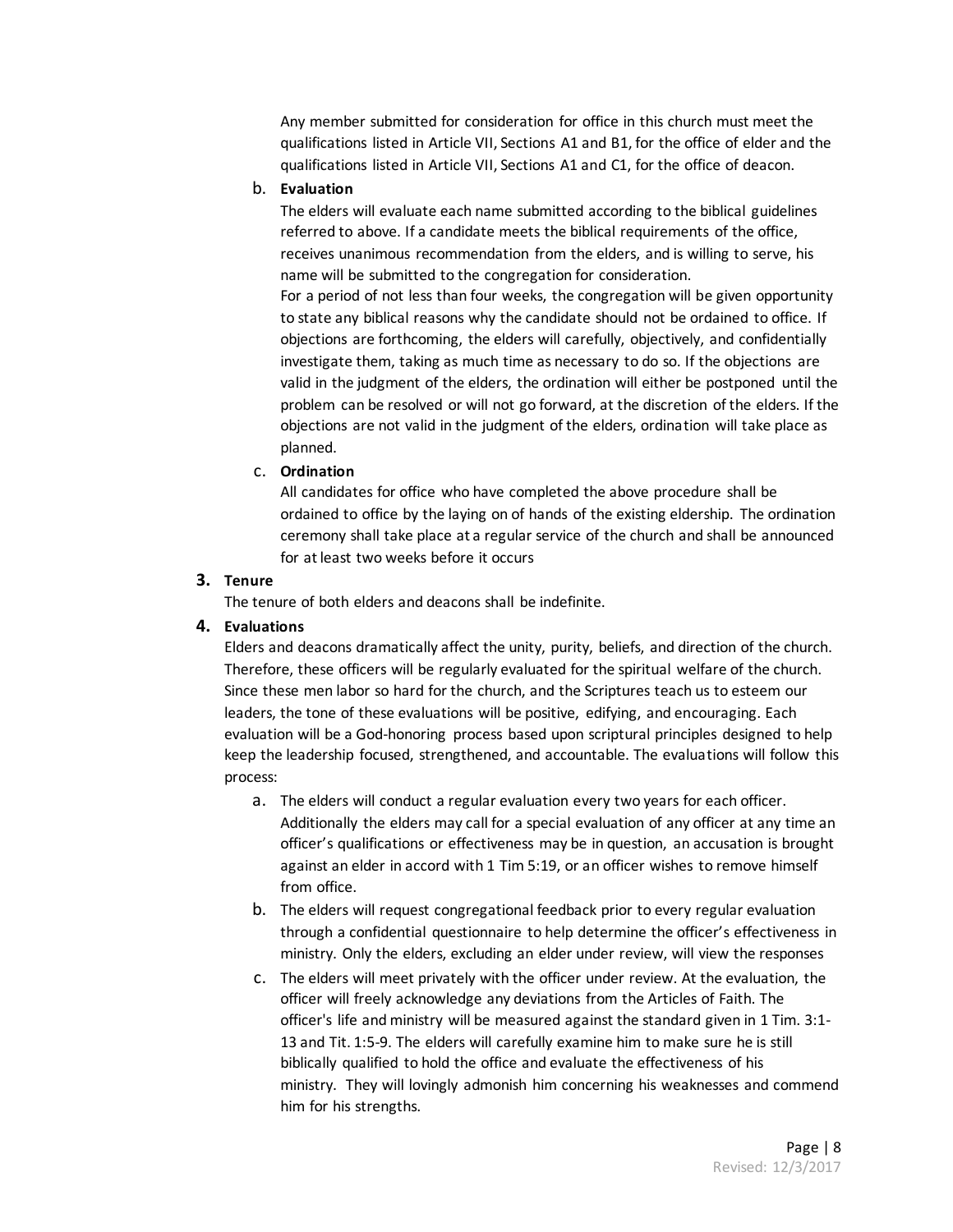Any member submitted for consideration for office in this church must meet the qualifications listed in Article VII, Sections A1 and B1, for the office of elder and the qualifications listed in Article VII, Sections A1 and C1, for the office of deacon.

b. **Evaluation**

The elders will evaluate each name submitted according to the biblical guidelines referred to above. If a candidate meets the biblical requirements of the office, receives unanimous recommendation from the elders, and is willing to serve, his name will be submitted to the congregation for consideration.

For a period of not less than four weeks, the congregation will be given opportunity to state any biblical reasons why the candidate should not be ordained to office. If objections are forthcoming, the elders will carefully, objectively, and confidentially investigate them, taking as much time as necessary to do so. If the objections are valid in the judgment of the elders, the ordination will either be postponed until the problem can be resolved or will not go forward, at the discretion of the elders. If the objections are not valid in the judgment of the elders, ordination will take place as planned.

c. **Ordination**

All candidates for office who have completed the above procedure shall be ordained to office by the laying on of hands of the existing eldership. The ordination ceremony shall take place at a regular service of the church and shall be announced for at least two weeks before it occurs

**3. Tenure**

The tenure of both elders and deacons shall be indefinite.

**4. Evaluations**

Elders and deacons dramatically affect the unity, purity, beliefs, and direction of the church. Therefore, these officers will be regularly evaluated for the spiritual welfare of the church. Since these men labor so hard for the church, and the Scriptures teach us to esteem our leaders, the tone of these evaluations will be positive, edifying, and encouraging. Each evaluation will be a God-honoring process based upon scriptural principles designed to help keep the leadership focused, strengthened, and accountable. The evaluations will follow this process:

a. The elders will conduct a regular evaluation every two years for each officer. Additionally the elders may call for a special evaluation of any officer at any time an officer's qualifications or effectiveness may be in question, an accusation is brought against an elder in accord with 1 Tim 5:19, or an officer wishes to remove himself from office.

b. The elders will request congregational feedback prior to every regular evaluation through a confidential questionnaire to help determine the officer's effectiveness in ministry. Only the elders, excluding an elder under review, will view the responses

c. The elders will meet privately with the officer under review. At the evaluation, the officer will freely acknowledge any deviations from the Articles of Faith. The officer's life and ministry will be measured against the standard given in 1 Tim. 3:1-13 and Tit. 1:5-9. The elders will carefully examine him to make sure he is still biblically qualified to hold the office and evaluate the effectiveness of his ministry. They will lovingly admonish him concerning his weaknesses and commend him for his strengths.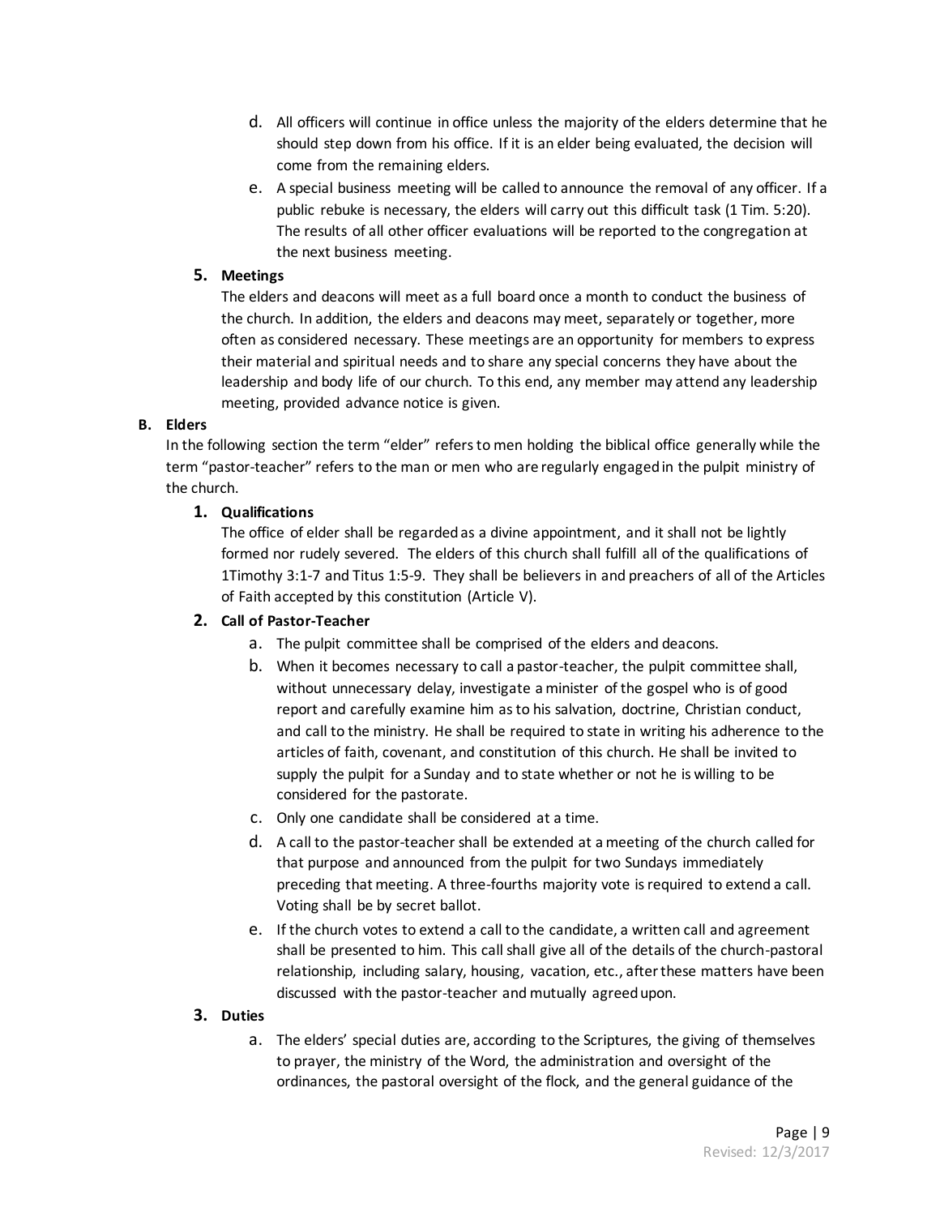d. All officers will continue in office unless the majority of the elders determine that he should step down from his office. If it is an elder being evaluated, the decision will come from the remaining elders.

e. A special business meeting will be called to announce the removal of any officer. If a public rebuke is necessary, the elders will carry out this difficult task (1 Tim. 5:20). The results of all other officer evaluations will be reported to the congregation at the next business meeting.

**5. Meetings**

The elders and deacons will meet as a full board once a month to conduct the business of the church. In addition, the elders and deacons may meet, separately or together, more often as considered necessary. These meetings are an opportunity for members to express their material and spiritual needs and to share any special concerns they have about the leadership and body life of our church. To this end, any member may attend any leadership meeting, provided advance notice is given.

**B. Elders**

In the following section the term "elder" refers to men holding the biblical office generally while the term "pastor-teacher" refers to the man or men who are regularly engaged in the pulpit ministry of the church.

**1. Qualifications**

The office of elder shall be regarded as a divine appointment, and it shall not be lightly formed nor rudely severed. The elders of this church shall fulfill all of the qualifications of 1Timothy 3:1-7 and Titus 1:5-9. They shall be believers in and preachers of all of the Articles of Faith accepted by this constitution (Article V).

**2. Call of Pastor-Teacher**

a. The pulpit committee shall be comprised of the elders and deacons.

b. When it becomes necessary to call a pastor-teacher, the pulpit committee shall, without unnecessary delay, investigate a minister of the gospel who is of good report and carefully examine him as to his salvation, doctrine, Christian conduct, and call to the ministry. He shall be required to state in writing his adherence to the articles of faith, covenant, and constitution of this church. He shall be invited to supply the pulpit for a Sunday and to state whether or not he is willing to be considered for the pastorate.

c. Only one candidate shall be considered at a time.

d. A call to the pastor-teacher shall be extended at a meeting of the church called for that purpose and announced from the pulpit for two Sundays immediately preceding that meeting. A three-fourths majority vote is required to extend a call. Voting shall be by secret ballot.

e. If the church votes to extend a call to the candidate, a written call and agreement shall be presented to him. This call shall give all of the details of the church-pastoral relationship, including salary, housing, vacation, etc., after these matters have been discussed with the pastor-teacher and mutually agreed upon.

**3. Duties**

a. The elders' special duties are, according to the Scriptures, the giving of themselves to prayer, the ministry of the Word, the administration and oversight of the ordinances, the pastoral oversight of the flock, and the general guidance of the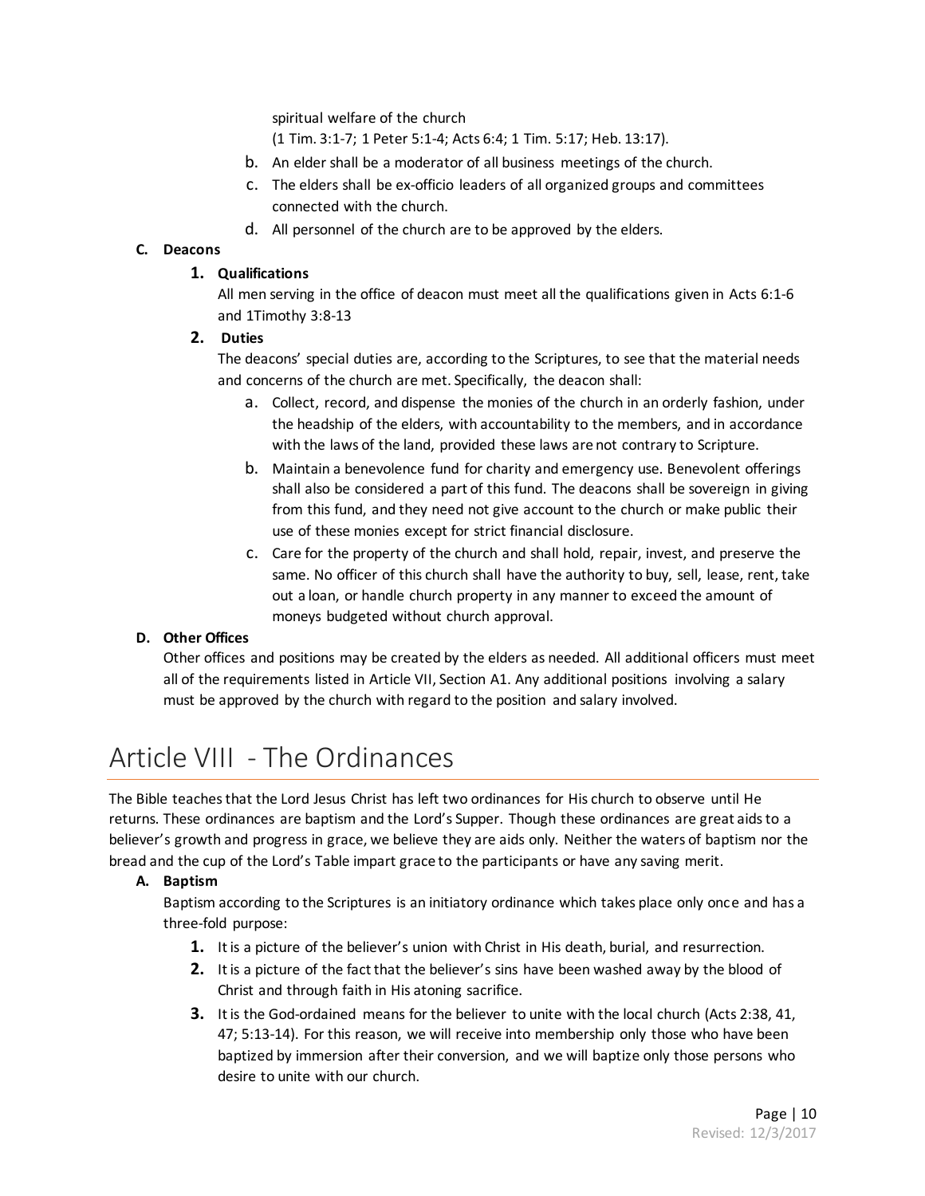spiritual welfare of the church
(1 Tim. 3:1-7; 1 Peter 5:1-4; Acts 6:4; 1 Tim. 5:17; Heb. 13:17).

b. An elder shall be a moderator of all business meetings of the church.

c. The elders shall be ex-officio leaders of all organized groups and committees connected with the church.

d. All personnel of the church are to be approved by the elders.

**C. Deacons**

**1. Qualifications**

All men serving in the office of deacon must meet all the qualifications given in Acts 6:1-6 and 1Timothy 3:8-13

**2. Duties**

The deacons' special duties are, according to the Scriptures, to see that the material needs and concerns of the church are met. Specifically, the deacon shall:

a. Collect, record, and dispense the monies of the church in an orderly fashion, under the headship of the elders, with accountability to the members, and in accordance with the laws of the land, provided these laws are not contrary to Scripture.

b. Maintain a benevolence fund for charity and emergency use. Benevolent offerings shall also be considered a part of this fund. The deacons shall be sovereign in giving from this fund, and they need not give account to the church or make public their use of these monies except for strict financial disclosure.

c. Care for the property of the church and shall hold, repair, invest, and preserve the same. No officer of this church shall have the authority to buy, sell, lease, rent, take out a loan, or handle church property in any manner to exceed the amount of moneys budgeted without church approval.

**D. Other Offices**

Other offices and positions may be created by the elders as needed. All additional officers must meet all of the requirements listed in Article VII, Section A1. Any additional positions involving a salary must be approved by the church with regard to the position and salary involved.

# Article VIII - The Ordinances

The Bible teaches that the Lord Jesus Christ has left two ordinances for His church to observe until He returns. These ordinances are baptism and the Lord's Supper. Though these ordinances are great aids to a believer's growth and progress in grace, we believe they are aids only. Neither the waters of baptism nor the bread and the cup of the Lord's Table impart grace to the participants or have any saving merit.

**A. Baptism**

Baptism according to the Scriptures is an initiatory ordinance which takes place only once and has a three-fold purpose:

1. It is a picture of the believer's union with Christ in His death, burial, and resurrection.
2. It is a picture of the fact that the believer's sins have been washed away by the blood of Christ and through faith in His atoning sacrifice.
3. It is the God-ordained means for the believer to unite with the local church (Acts 2:38, 41, 47; 5:13-14). For this reason, we will receive into membership only those who have been baptized by immersion after their conversion, and we will baptize only those persons who desire to unite with our church.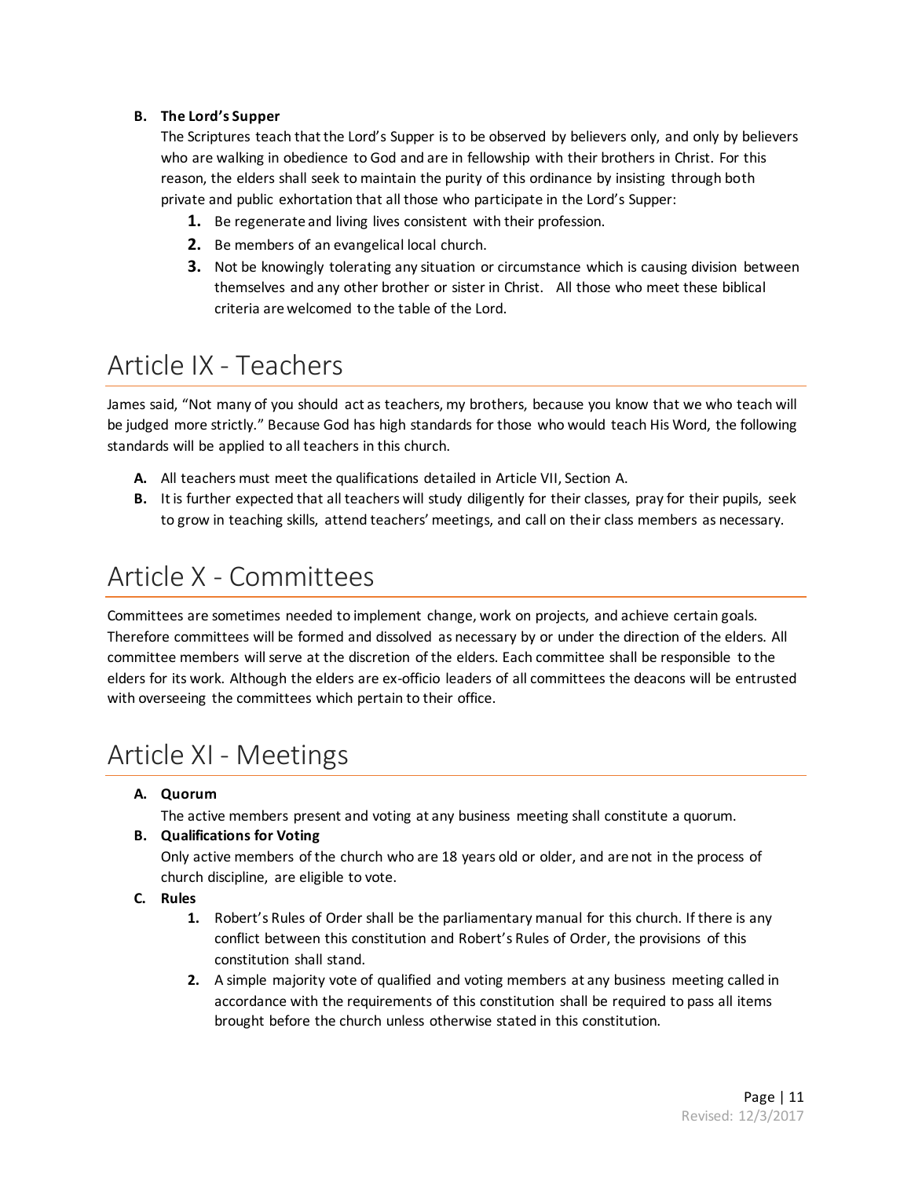**B. The Lord's Supper**

The Scriptures teach that the Lord's Supper is to be observed by believers only, and only by believers who are walking in obedience to God and are in fellowship with their brothers in Christ. For this reason, the elders shall seek to maintain the purity of this ordinance by insisting through both private and public exhortation that all those who participate in the Lord's Supper:

1. Be regenerate and living lives consistent with their profession.
2. Be members of an evangelical local church.
3. Not be knowingly tolerating any situation or circumstance which is causing division between themselves and any other brother or sister in Christ. All those who meet these biblical criteria are welcomed to the table of the Lord.

# Article IX - Teachers

James said, "Not many of you should act as teachers, my brothers, because you know that we who teach will be judged more strictly." Because God has high standards for those who would teach His Word, the following standards will be applied to all teachers in this church.

**A.** All teachers must meet the qualifications detailed in Article VII, Section A.

**B.** It is further expected that all teachers will study diligently for their classes, pray for their pupils, seek to grow in teaching skills, attend teachers' meetings, and call on their class members as necessary.

# Article X - Committees

Committees are sometimes needed to implement change, work on projects, and achieve certain goals. Therefore committees will be formed and dissolved as necessary by or under the direction of the elders. All committee members will serve at the discretion of the elders. Each committee shall be responsible to the elders for its work. Although the elders are ex-officio leaders of all committees the deacons will be entrusted with overseeing the committees which pertain to their office.

# Article XI - Meetings

**A. Quorum**

The active members present and voting at any business meeting shall constitute a quorum.

**B. Qualifications for Voting**

Only active members of the church who are 18 years old or older, and are not in the process of church discipline, are eligible to vote.

**C. Rules**

1. Robert's Rules of Order shall be the parliamentary manual for this church. If there is any conflict between this constitution and Robert's Rules of Order, the provisions of this constitution shall stand.
2. A simple majority vote of qualified and voting members at any business meeting called in accordance with the requirements of this constitution shall be required to pass all items brought before the church unless otherwise stated in this constitution.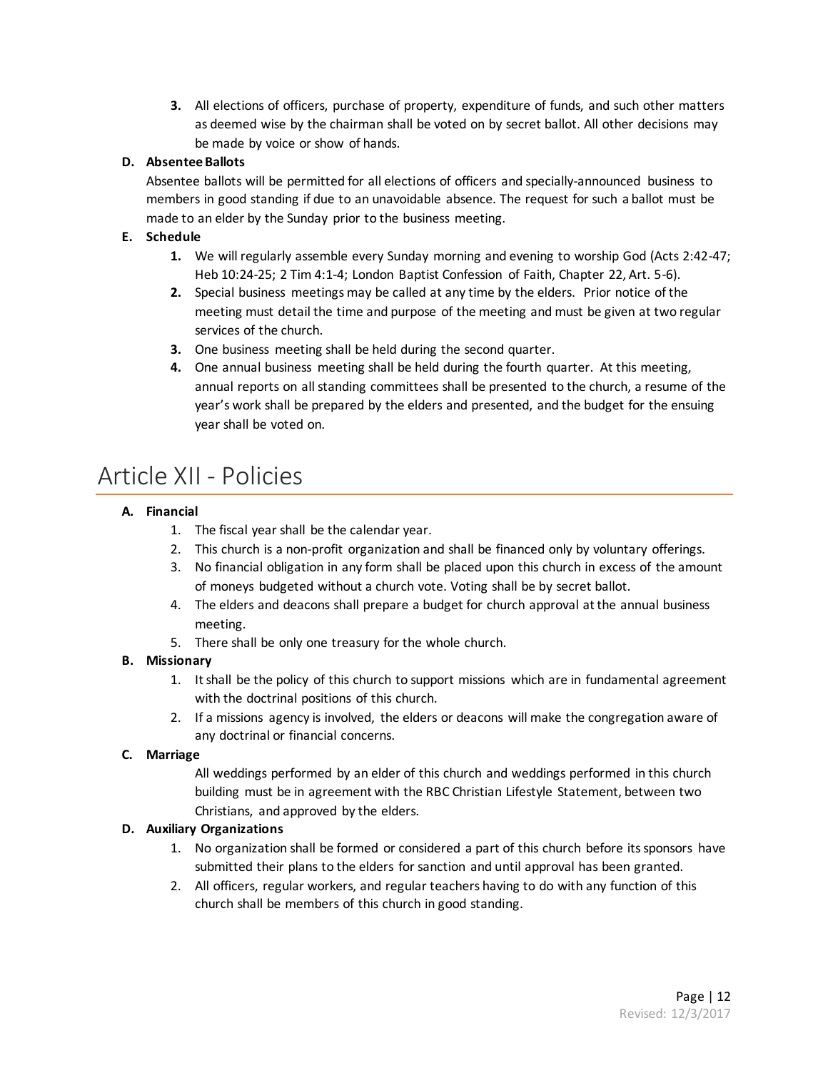3. All elections of officers, purchase of property, expenditure of funds, and such other matters as deemed wise by the chairman shall be voted on by secret ballot. All other decisions may be made by voice or show of hands.

**D. Absentee Ballots**

Absentee ballots will be permitted for all elections of officers and specially-announced business to members in good standing if due to an unavoidable absence. The request for such a ballot must be made to an elder by the Sunday prior to the business meeting.

**E. Schedule**

1. We will regularly assemble every Sunday morning and evening to worship God (Acts 2:42-47; Heb 10:24-25; 2 Tim 4:1-4; London Baptist Confession of Faith, Chapter 22, Art. 5-6).
2. Special business meetings may be called at any time by the elders. Prior notice of the meeting must detail the time and purpose of the meeting and must be given at two regular services of the church.
3. One business meeting shall be held during the second quarter.
4. One annual business meeting shall be held during the fourth quarter. At this meeting, annual reports on all standing committees shall be presented to the church, a resume of the year's work shall be prepared by the elders and presented, and the budget for the ensuing year shall be voted on.

# Article XII - Policies

**A. Financial**

1. The fiscal year shall be the calendar year.
2. This church is a non-profit organization and shall be financed only by voluntary offerings.
3. No financial obligation in any form shall be placed upon this church in excess of the amount of moneys budgeted without a church vote. Voting shall be by secret ballot.
4. The elders and deacons shall prepare a budget for church approval at the annual business meeting.
5. There shall be only one treasury for the whole church.

**B. Missionary**

1. It shall be the policy of this church to support missions which are in fundamental agreement with the doctrinal positions of this church.
2. If a missions agency is involved, the elders or deacons will make the congregation aware of any doctrinal or financial concerns.

**C. Marriage**

All weddings performed by an elder of this church and weddings performed in this church building must be in agreement with the RBC Christian Lifestyle Statement, between two Christians, and approved by the elders.

**D. Auxiliary Organizations**

1. No organization shall be formed or considered a part of this church before its sponsors have submitted their plans to the elders for sanction and until approval has been granted.
2. All officers, regular workers, and regular teachers having to do with any function of this church shall be members of this church in good standing.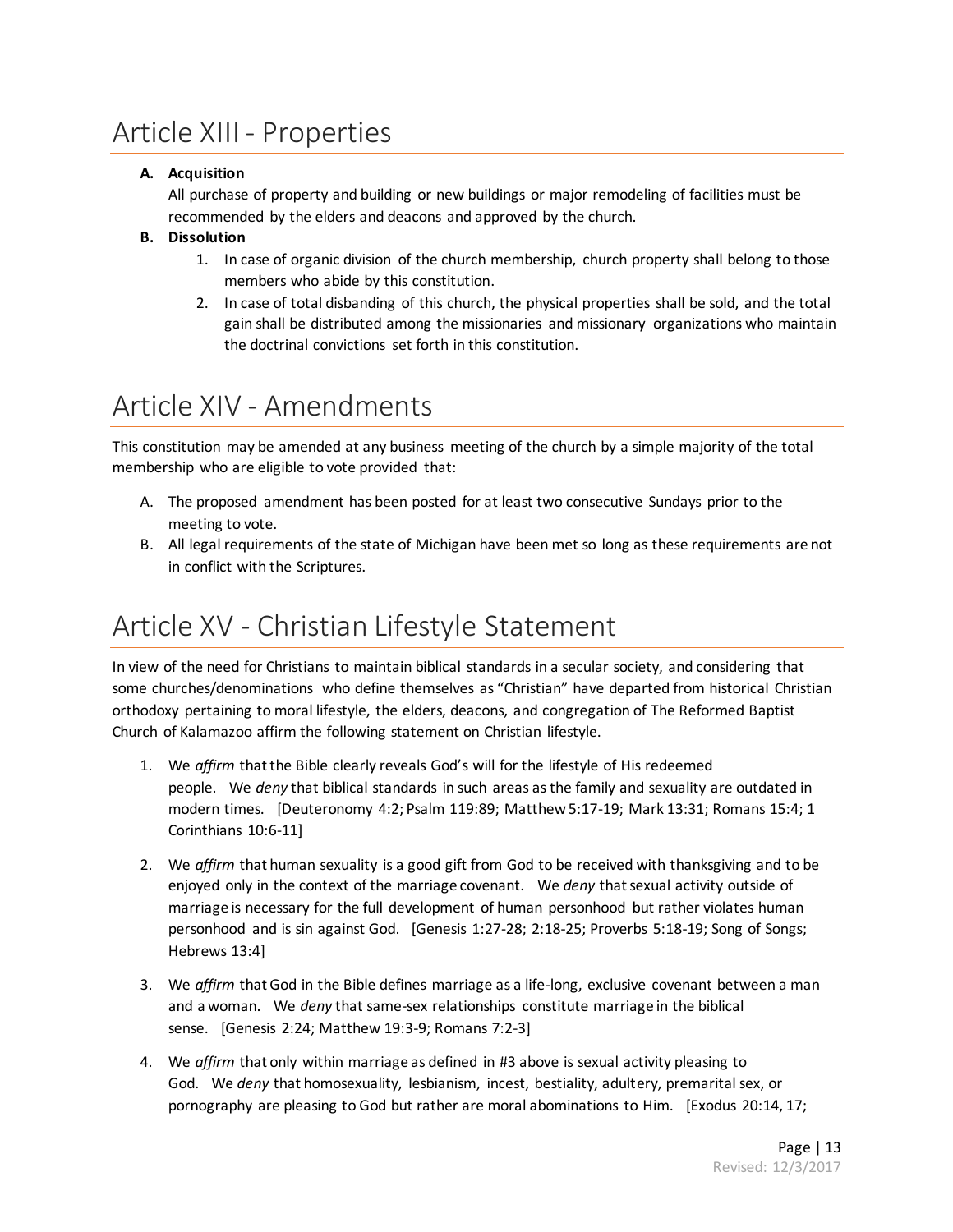# Article XIII - Properties

**A. Acquisition**

All purchase of property and building or new buildings or major remodeling of facilities must be recommended by the elders and deacons and approved by the church.

**B. Dissolution**

1. In case of organic division of the church membership, church property shall belong to those members who abide by this constitution.
2. In case of total disbanding of this church, the physical properties shall be sold, and the total gain shall be distributed among the missionaries and missionary organizations who maintain the doctrinal convictions set forth in this constitution.

# Article XIV - Amendments

This constitution may be amended at any business meeting of the church by a simple majority of the total membership who are eligible to vote provided that:

A. The proposed amendment has been posted for at least two consecutive Sundays prior to the meeting to vote.

B. All legal requirements of the state of Michigan have been met so long as these requirements are not in conflict with the Scriptures.

# Article XV - Christian Lifestyle Statement

In view of the need for Christians to maintain biblical standards in a secular society, and considering that some churches/denominations who define themselves as "Christian" have departed from historical Christian orthodoxy pertaining to moral lifestyle, the elders, deacons, and congregation of The Reformed Baptist Church of Kalamazoo affirm the following statement on Christian lifestyle.

1. We *affirm* that the Bible clearly reveals God's will for the lifestyle of His redeemed people. We *deny* that biblical standards in such areas as the family and sexuality are outdated in modern times. [Deuteronomy 4:2; Psalm 119:89; Matthew 5:17-19; Mark 13:31; Romans 15:4; 1 Corinthians 10:6-11]

2. We *affirm* that human sexuality is a good gift from God to be received with thanksgiving and to be enjoyed only in the context of the marriage covenant. We *deny* that sexual activity outside of marriage is necessary for the full development of human personhood but rather violates human personhood and is sin against God. [Genesis 1:27-28; 2:18-25; Proverbs 5:18-19; Song of Songs; Hebrews 13:4]

3. We *affirm* that God in the Bible defines marriage as a life-long, exclusive covenant between a man and a woman. We *deny* that same-sex relationships constitute marriage in the biblical sense. [Genesis 2:24; Matthew 19:3-9; Romans 7:2-3]

4. We *affirm* that only within marriage as defined in #3 above is sexual activity pleasing to God. We *deny* that homosexuality, lesbianism, incest, bestiality, adultery, premarital sex, or pornography are pleasing to God but rather are moral abominations to Him. [Exodus 20:14, 17;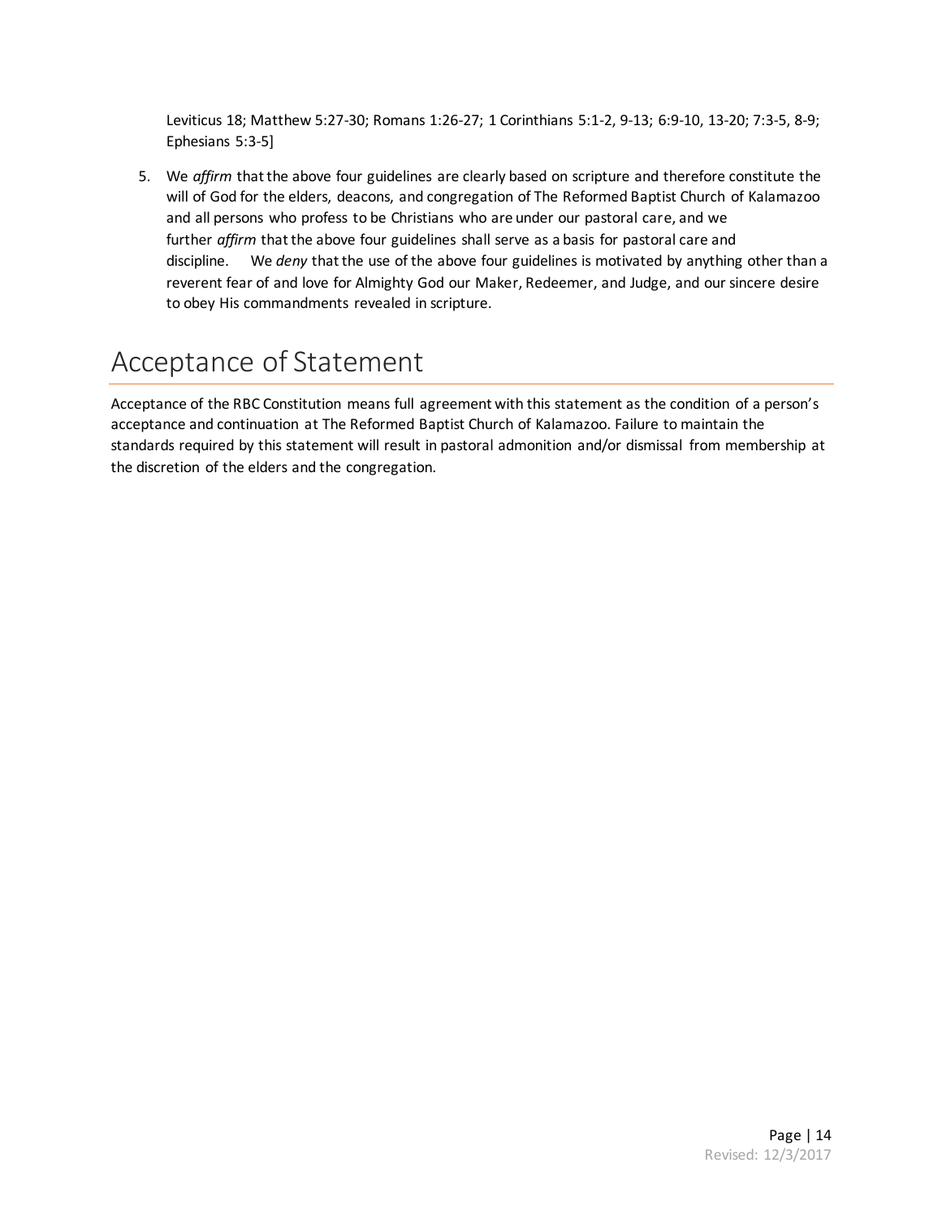Leviticus 18; Matthew 5:27-30; Romans 1:26-27; 1 Corinthians 5:1-2, 9-13; 6:9-10, 13-20; 7:3-5, 8-9; Ephesians 5:3-5]

5. We *affirm* that the above four guidelines are clearly based on scripture and therefore constitute the will of God for the elders, deacons, and congregation of The Reformed Baptist Church of Kalamazoo and all persons who profess to be Christians who are under our pastoral care, and we further *affirm* that the above four guidelines shall serve as a basis for pastoral care and discipline. We *deny* that the use of the above four guidelines is motivated by anything other than a reverent fear of and love for Almighty God our Maker, Redeemer, and Judge, and our sincere desire to obey His commandments revealed in scripture.

# Acceptance of Statement

Acceptance of the RBC Constitution means full agreement with this statement as the condition of a person's acceptance and continuation at The Reformed Baptist Church of Kalamazoo. Failure to maintain the standards required by this statement will result in pastoral admonition and/or dismissal from membership at the discretion of the elders and the congregation.